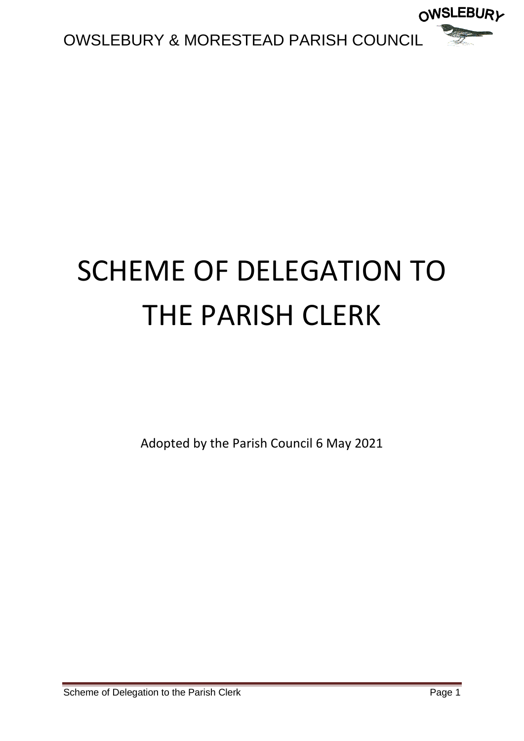# SCHEME OF DELEGATION TO THE PARISH CLERK

Adopted by the Parish Council 6 May 2021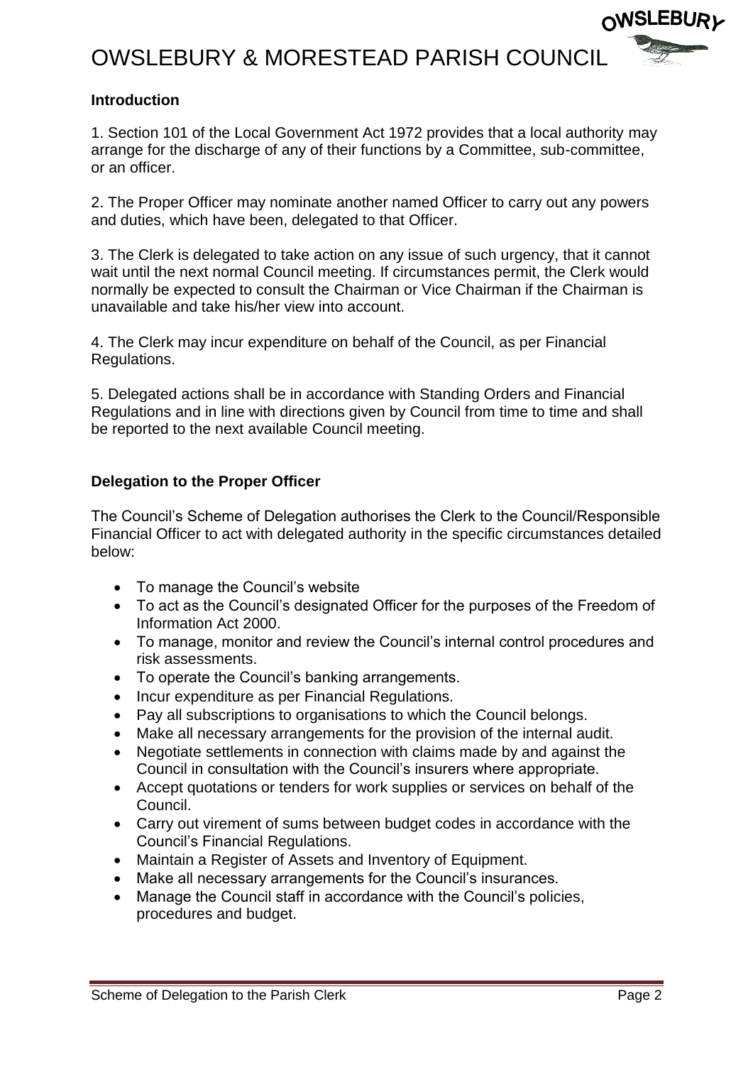# OWSLEBURY & MORESTEAD PARISH COUNCIL

### Introduction

1. Section 101 of the Local Government Act 1972 provides that a local authority may arrange for the discharge of any of their functions by a Committee, sub-committee, or an officer.

2. The Proper Officer may nominate another named Officer to carry out any powers and duties, which have been, delegated to that Officer.

3. The Clerk is delegated to take action on any issue of such urgency, that it cannot wait until the next normal Council meeting. If circumstances permit, the Clerk would normally be expected to consult the Chairman or Vice Chairman if the Chairman is unavailable and take his/her view into account.

4. The Clerk may incur expenditure on behalf of the Council, as per Financial Regulations.

5. Delegated actions shall be in accordance with Standing Orders and Financial Regulations and in line with directions given by Council from time to time and shall be reported to the next available Council meeting.

### Delegation to the Proper Officer

The Council's Scheme of Delegation authorises the Clerk to the Council/Responsible Financial Officer to act with delegated authority in the specific circumstances detailed below:

- To manage the Council's website
- To act as the Council's designated Officer for the purposes of the Freedom of Information Act 2000.
- To manage, monitor and review the Council's internal control procedures and risk assessments.
- To operate the Council's banking arrangements.
- Incur expenditure as per Financial Regulations.
- Pay all subscriptions to organisations to which the Council belongs.
- Make all necessary arrangements for the provision of the internal audit.
- Negotiate settlements in connection with claims made by and against the Council in consultation with the Council's insurers where appropriate.
- Accept quotations or tenders for work supplies or services on behalf of the Council.
- Carry out virement of sums between budget codes in accordance with the Council's Financial Regulations.
- Maintain a Register of Assets and Inventory of Equipment.
- Make all necessary arrangements for the Council's insurances.
- Manage the Council staff in accordance with the Council's policies, procedures and budget.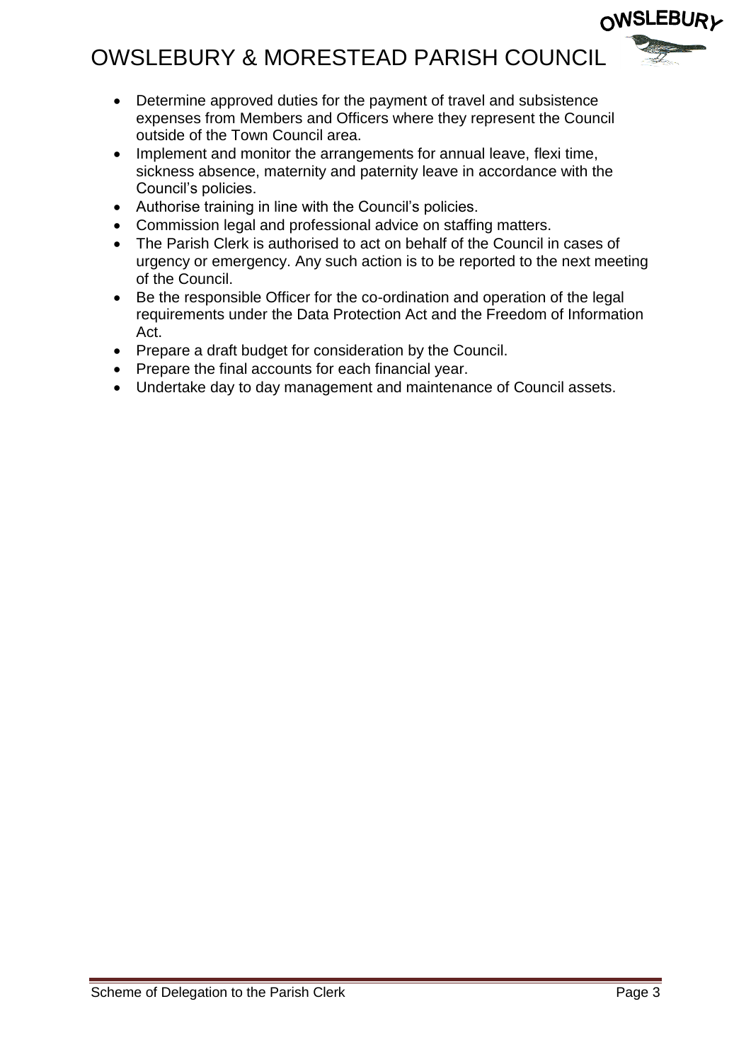- Determine approved duties for the payment of travel and subsistence expenses from Members and Officers where they represent the Council outside of the Town Council area.
- Implement and monitor the arrangements for annual leave, flexi time, sickness absence, maternity and paternity leave in accordance with the Council's policies.
- Authorise training in line with the Council's policies.
- Commission legal and professional advice on staffing matters.
- The Parish Clerk is authorised to act on behalf of the Council in cases of urgency or emergency. Any such action is to be reported to the next meeting of the Council.
- Be the responsible Officer for the co-ordination and operation of the legal requirements under the Data Protection Act and the Freedom of Information Act.
- Prepare a draft budget for consideration by the Council.
- Prepare the final accounts for each financial year.
- Undertake day to day management and maintenance of Council assets.